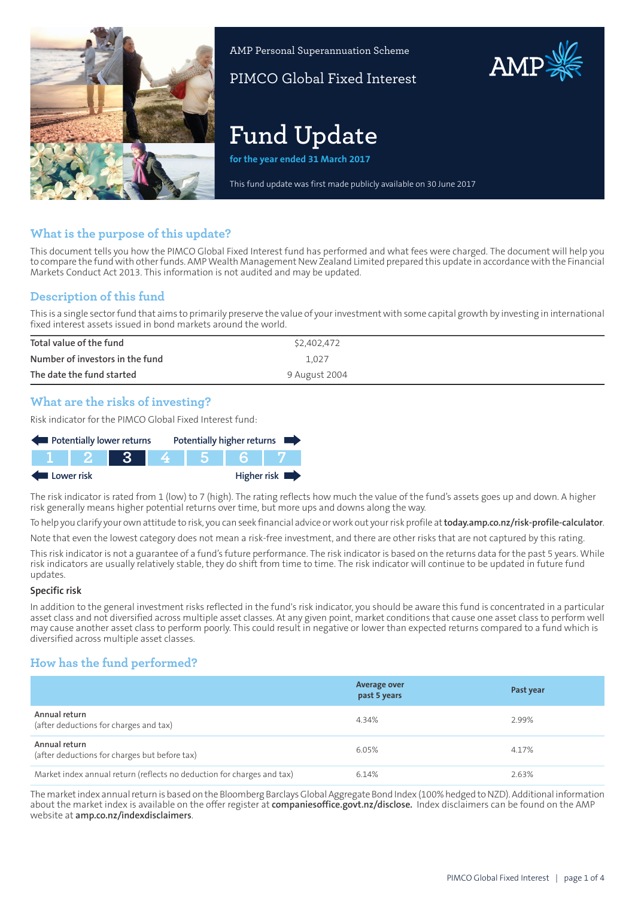AMP Personal Superannuation Scheme

PIMCO Global Fixed Interest

# Fund Update

**for the year ended 31 March 2017**

This fund update was first made publicly available on 30 June 2017

## What is the purpose of this update?

This document tells you how the PIMCO Global Fixed Interest fund has performed and what fees were charged. The document will help you to compare the fund with other funds. AMP Wealth Management New Zealand Limited prepared this update in accordance with the Financial Markets Conduct Act 2013. This information is not audited and may be updated.

## Description of this fund

This is a single sector fund that aims to primarily preserve the value of your investment with some capital growth by investing in international fixed interest assets issued in bond markets around the world.

| | |
|---|---|
| Total value of the fund | $2,402,472 |
| Number of investors in the fund | 1,027 |
| The date the fund started | 9 August 2004 |

## What are the risks of investing?

Risk indicator for the PIMCO Global Fixed Interest fund:

Potentially lower returns — Potentially higher returns

| 1 | 2 | **3** | 4 | 5 | 6 | 7 |
|---|---|---|---|---|---|---|

Lower risk — Higher risk

The risk indicator is rated from 1 (low) to 7 (high). The rating reflects how much the value of the fund's assets goes up and down. A higher risk generally means higher potential returns over time, but more ups and downs along the way.

To help you clarify your own attitude to risk, you can seek financial advice or work out your risk profile at **today.amp.co.nz/risk-profile-calculator**.

Note that even the lowest category does not mean a risk-free investment, and there are other risks that are not captured by this rating.

This risk indicator is not a guarantee of a fund's future performance. The risk indicator is based on the returns data for the past 5 years. While risk indicators are usually relatively stable, they do shift from time to time. The risk indicator will continue to be updated in future fund updates.

### Specific risk

In addition to the general investment risks reflected in the fund's risk indicator, you should be aware this fund is concentrated in a particular asset class and not diversified across multiple asset classes. At any given point, market conditions that cause one asset class to perform well may cause another asset class to perform poorly. This could result in negative or lower than expected returns compared to a fund which is diversified across multiple asset classes.

## How has the fund performed?

| | Average over past 5 years | Past year |
|---|---|---|
| Annual return (after deductions for charges and tax) | 4.34% | 2.99% |
| Annual return (after deductions for charges but before tax) | 6.05% | 4.17% |
| Market index annual return (reflects no deduction for charges and tax) | 6.14% | 2.63% |

The market index annual return is based on the Bloomberg Barclays Global Aggregate Bond Index (100% hedged to NZD). Additional information about the market index is available on the offer register at **companiesoffice.govt.nz/disclose.** Index disclaimers can be found on the AMP website at **amp.co.nz/indexdisclaimers**.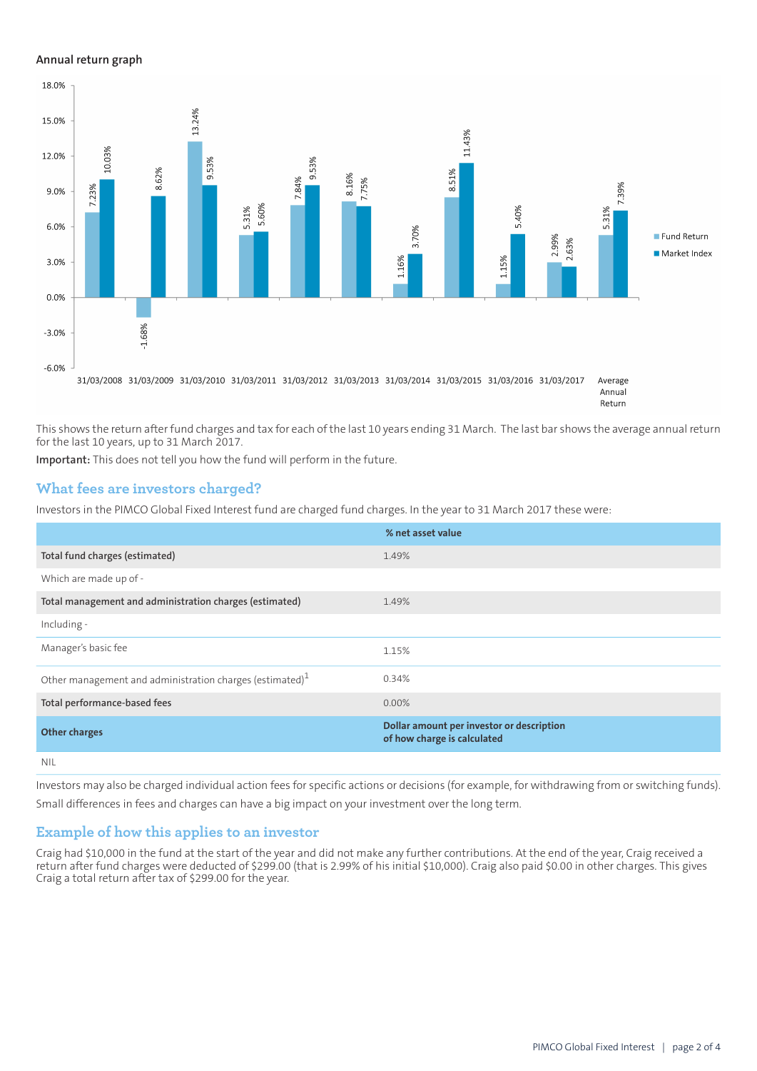### Annual return graph

| | Fund Return | Market Index |
|---|---|---|
| 31/03/2008 | 7.23% | 10.03% |
| 31/03/2009 | -1.68% | 8.62% |
| 31/03/2010 | 13.24% | 9.53% |
| 31/03/2011 | 5.31% | 5.60% |
| 31/03/2012 | 7.84% | 9.53% |
| 31/03/2013 | 8.16% | 7.75% |
| 31/03/2014 | 1.16% | 3.70% |
| 31/03/2015 | 8.51% | 11.43% |
| 31/03/2016 | 1.15% | 5.40% |
| 31/03/2017 | 2.99% | 2.63% |
| Average Annual Return | 5.31% | 7.39% |

This shows the return after fund charges and tax for each of the last 10 years ending 31 March. The last bar shows the average annual return for the last 10 years, up to 31 March 2017.

**Important:** This does not tell you how the fund will perform in the future.

## What fees are investors charged?

Investors in the PIMCO Global Fixed Interest fund are charged fund charges. In the year to 31 March 2017 these were:

| | % net asset value |
|---|---|
| **Total fund charges (estimated)** | 1.49% |
| Which are made up of - | |
| **Total management and administration charges (estimated)** | 1.49% |
| Including - | |
| Manager's basic fee | 1.15% |
| Other management and administration charges (estimated)[1] | 0.34% |
| **Total performance-based fees** | 0.00% |
| **Other charges** | **Dollar amount per investor or description of how charge is calculated** |
| NIL | |

Investors may also be charged individual action fees for specific actions or decisions (for example, for withdrawing from or switching funds). Small differences in fees and charges can have a big impact on your investment over the long term.

## Example of how this applies to an investor

Craig had $10,000 in the fund at the start of the year and did not make any further contributions. At the end of the year, Craig received a return after fund charges were deducted of $299.00 (that is 2.99% of his initial $10,000). Craig also paid $0.00 in other charges. This gives Craig a total return after tax of $299.00 for the year.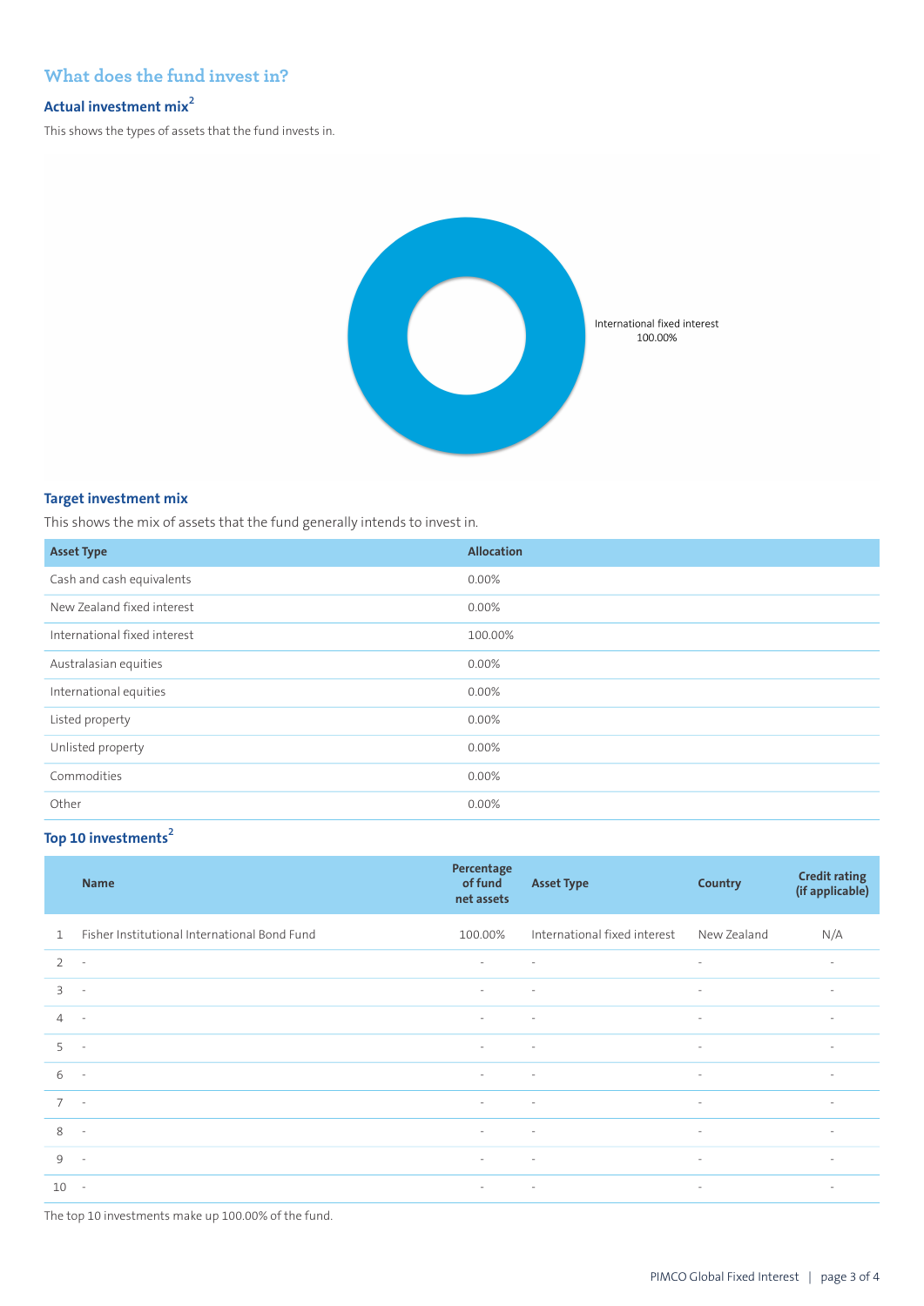## What does the fund invest in?

### Actual investment mix[2]

This shows the types of assets that the fund invests in.

International fixed interest 100.00%

### Target investment mix

This shows the mix of assets that the fund generally intends to invest in.

| Asset Type | Allocation |
|---|---|
| Cash and cash equivalents | 0.00% |
| New Zealand fixed interest | 0.00% |
| International fixed interest | 100.00% |
| Australasian equities | 0.00% |
| International equities | 0.00% |
| Listed property | 0.00% |
| Unlisted property | 0.00% |
| Commodities | 0.00% |
| Other | 0.00% |

### Top 10 investments[2]

| | Name | Percentage of fund net assets | Asset Type | Country | Credit rating (if applicable) |
|---|---|---|---|---|---|
| 1 | Fisher Institutional International Bond Fund | 100.00% | International fixed interest | New Zealand | N/A |
| 2 | - | - | - | - | - |
| 3 | - | - | - | - | - |
| 4 | - | - | - | - | - |
| 5 | - | - | - | - | - |
| 6 | - | - | - | - | - |
| 7 | - | - | - | - | - |
| 8 | - | - | - | - | - |
| 9 | - | - | - | - | - |
| 10 | - | - | - | - | - |

The top 10 investments make up 100.00% of the fund.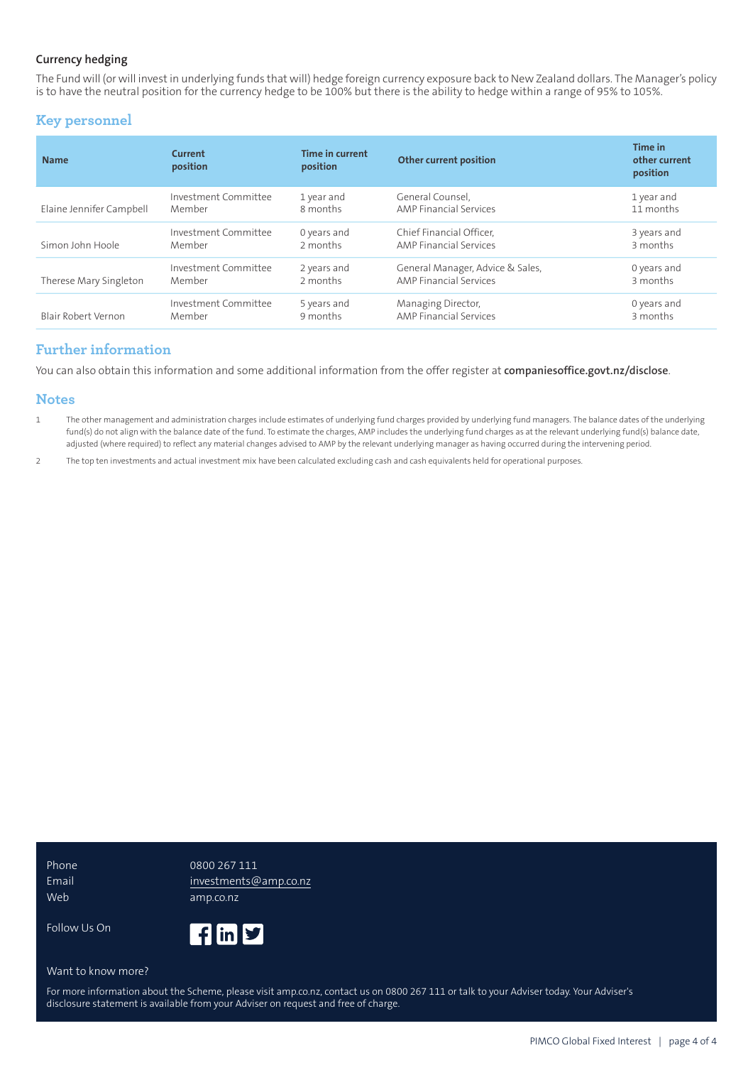### Currency hedging

The Fund will (or will invest in underlying funds that will) hedge foreign currency exposure back to New Zealand dollars. The Manager's policy is to have the neutral position for the currency hedge to be 100% but there is the ability to hedge within a range of 95% to 105%.

## Key personnel

| Name | Current position | Time in current position | Other current position | Time in other current position |
|---|---|---|---|---|
| Elaine Jennifer Campbell | Investment Committee Member | 1 year and 8 months | General Counsel, AMP Financial Services | 1 year and 11 months |
| Simon John Hoole | Investment Committee Member | 0 years and 2 months | Chief Financial Officer, AMP Financial Services | 3 years and 3 months |
| Therese Mary Singleton | Investment Committee Member | 2 years and 2 months | General Manager, Advice & Sales, AMP Financial Services | 0 years and 3 months |
| Blair Robert Vernon | Investment Committee Member | 5 years and 9 months | Managing Director, AMP Financial Services | 0 years and 3 months |

## Further information

You can also obtain this information and some additional information from the offer register at **companiesoffice.govt.nz/disclose**.

## Notes

1. The other management and administration charges include estimates of underlying fund charges provided by underlying fund managers. The balance dates of the underlying fund(s) do not align with the balance date of the fund. To estimate the charges, AMP includes the underlying fund charges as at the relevant underlying fund(s) balance date, adjusted (where required) to reflect any material changes advised to AMP by the relevant underlying manager as having occurred during the intervening period.
2. The top ten investments and actual investment mix have been calculated excluding cash and cash equivalents held for operational purposes.

Phone 0800 267 111
Email investments@amp.co.nz
Web amp.co.nz

Follow Us On

Want to know more?

For more information about the Scheme, please visit amp.co.nz, contact us on 0800 267 111 or talk to your Adviser today. Your Adviser's disclosure statement is available from your Adviser on request and free of charge.